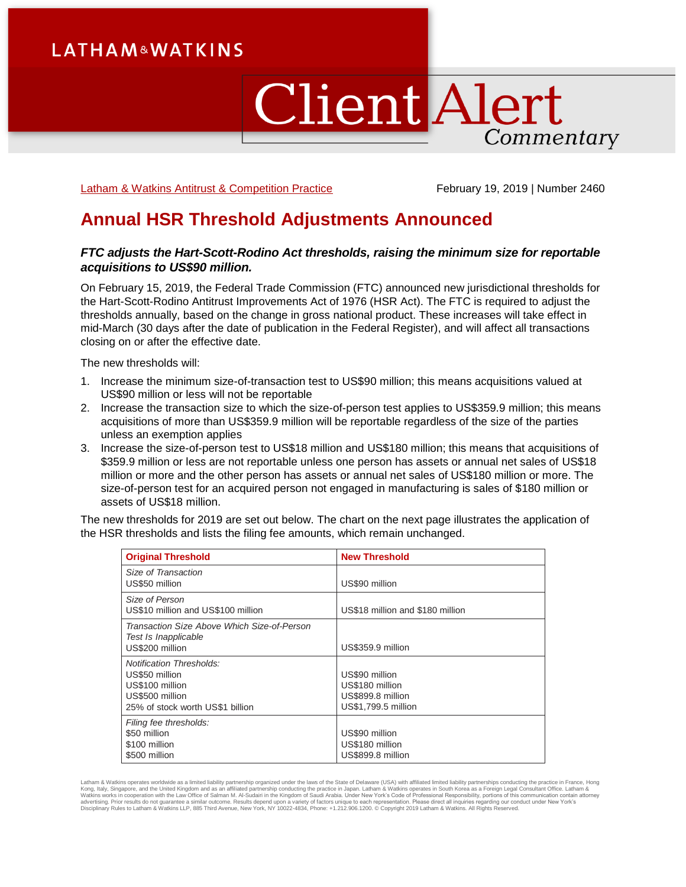LATHAM&WATKINS

# Client Alert Commentary

[Latham & Watkins Antitrust & Competition Practice] February 19, 2019 | Number 2460

## Annual HSR Threshold Adjustments Announced

***FTC adjusts the Hart-Scott-Rodino Act thresholds, raising the minimum size for reportable acquisitions to US$90 million.***

On February 15, 2019, the Federal Trade Commission (FTC) announced new jurisdictional thresholds for the Hart-Scott-Rodino Antitrust Improvements Act of 1976 (HSR Act). The FTC is required to adjust the thresholds annually, based on the change in gross national product. These increases will take effect in mid-March (30 days after the date of publication in the Federal Register), and will affect all transactions closing on or after the effective date.

The new thresholds will:

1. Increase the minimum size-of-transaction test to US$90 million; this means acquisitions valued at US$90 million or less will not be reportable
2. Increase the transaction size to which the size-of-person test applies to US$359.9 million; this means acquisitions of more than US$359.9 million will be reportable regardless of the size of the parties unless an exemption applies
3. Increase the size-of-person test to US$18 million and US$180 million; this means that acquisitions of $359.9 million or less are not reportable unless one person has assets or annual net sales of US$18 million or more and the other person has assets or annual net sales of US$180 million or more. The size-of-person test for an acquired person not engaged in manufacturing is sales of $180 million or assets of US$18 million.

The new thresholds for 2019 are set out below. The chart on the next page illustrates the application of the HSR thresholds and lists the filing fee amounts, which remain unchanged.

| Original Threshold | New Threshold |
|---|---|
| *Size of Transaction*<br>US$50 million | US$90 million |
| *Size of Person*<br>US$10 million and US$100 million | US$18 million and $180 million |
| *Transaction Size Above Which Size-of-Person Test Is Inapplicable*<br>US$200 million | US$359.9 million |
| *Notification Thresholds:*<br>US$50 million<br>US$100 million<br>US$500 million<br>25% of stock worth US$1 billion | US$90 million<br>US$180 million<br>US$899.8 million<br>US$1,799.5 million |
| *Filing fee thresholds:*<br>$50 million<br>$100 million<br>$500 million | US$90 million<br>US$180 million<br>US$899.8 million |

Latham & Watkins operates worldwide as a limited liability partnership organized under the laws of the State of Delaware (USA) with affiliated limited liability partnerships conducting the practice in France, Hong Kong, Italy, Singapore, and the United Kingdom and as an affiliated partnership conducting the practice in Japan. Latham & Watkins operates in South Korea as a Foreign Legal Consultant Office. Latham & Watkins works in cooperation with the Law Office of Salman M. Al-Sudairi in the Kingdom of Saudi Arabia. Under New York's Code of Professional Responsibility, portions of this communication contain attorney advertising. Prior results do not guarantee a similar outcome. Results depend upon a variety of factors unique to each representation. Please direct all inquiries regarding our conduct under New York's Disciplinary Rules to Latham & Watkins LLP, 885 Third Avenue, New York, NY 10022-4834, Phone: +1.212.906.1200. © Copyright 2019 Latham & Watkins. All Rights Reserved.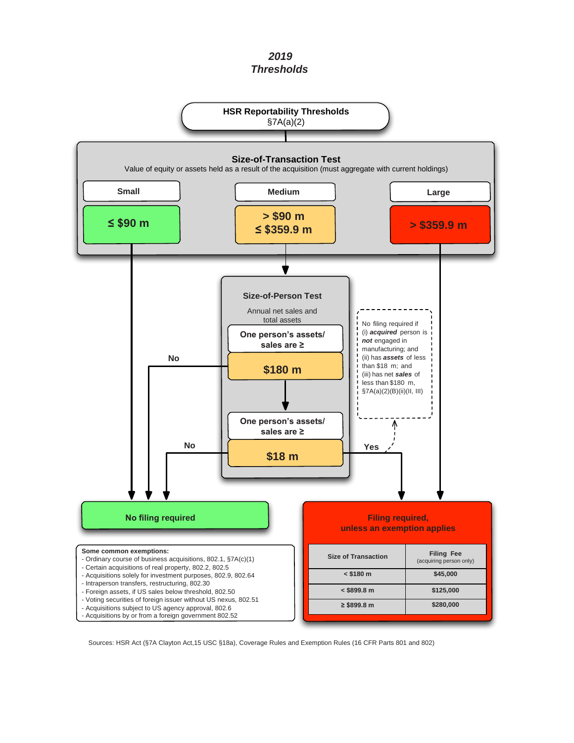# 2019 Thresholds

## HSR Reportability Thresholds
§7A(a)(2)

### Size-of-Transaction Test
Value of equity or assets held as a result of the acquisition (must aggregate with current holdings)

| Small | Medium | Large |
|---|---|---|
| ≤ $90 m | > $90 m ≤ $359.9 m | > $359.9 m |

### Size-of-Person Test
Annual net sales and total assets

One person's assets/ sales are ≥ **$180 m**

One person's assets/ sales are ≥ **$18 m**

No

No

Yes

No filing required if (i) ***acquired*** person is ***not*** engaged in manufacturing; and (ii) has ***assets*** of less than $18 m; and (iii) has net ***sales*** of less than $180 m, §7A(a)(2)(B)(ii)(II, III)

**No filing required**

**Filing required, unless an exemption applies**

| Size of Transaction | Filing Fee (acquiring person only) |
|---|---|
| < $180 m | $45,000 |
| < $899.8 m | $125,000 |
| ≥ $899.8 m | $280,000 |

**Some common exemptions:**
- Ordinary course of business acquisitions, 802.1, §7A(c)(1)
- Certain acquisitions of real property, 802.2, 802.5
- Acquisitions solely for investment purposes, 802.9, 802.64
- Intraperson transfers, restructuring, 802.30
- Foreign assets, if US sales below threshold, 802.50
- Voting securities of foreign issuer without US nexus, 802.51
- Acquisitions subject to US agency approval, 802.6
- Acquisitions by or from a foreign government 802.52

Sources: HSR Act (§7A Clayton Act,15 USC §18a), Coverage Rules and Exemption Rules (16 CFR Parts 801 and 802)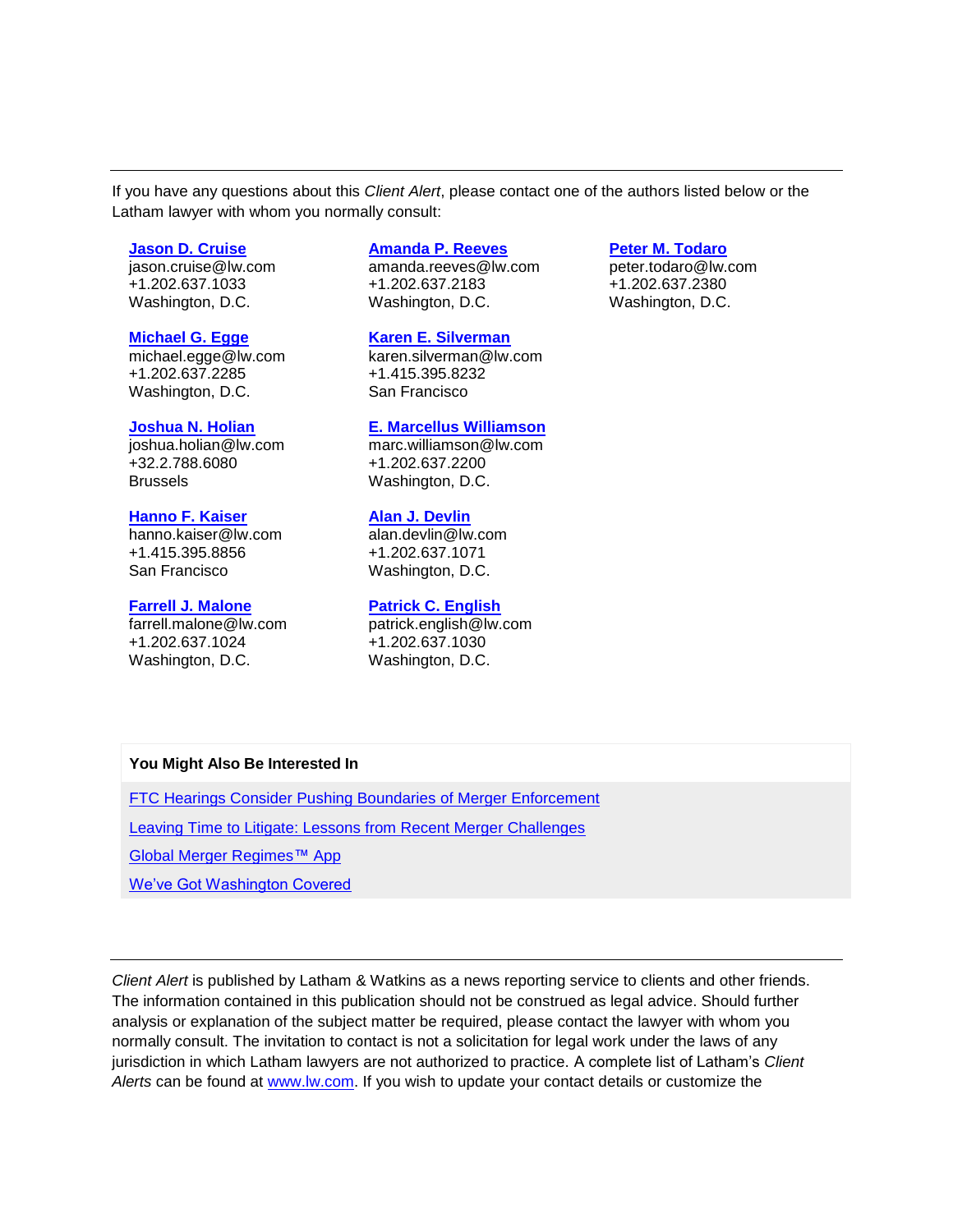If you have any questions about this *Client Alert*, please contact one of the authors listed below or the Latham lawyer with whom you normally consult:

**Jason D. Cruise**
jason.cruise@lw.com
+1.202.637.1033
Washington, D.C.

**Michael G. Egge**
michael.egge@lw.com
+1.202.637.2285
Washington, D.C.

**Joshua N. Holian**
joshua.holian@lw.com
+32.2.788.6080
Brussels

**Hanno F. Kaiser**
hanno.kaiser@lw.com
+1.415.395.8856
San Francisco

**Farrell J. Malone**
farrell.malone@lw.com
+1.202.637.1024
Washington, D.C.

**Amanda P. Reeves**
amanda.reeves@lw.com
+1.202.637.2183
Washington, D.C.

**Karen E. Silverman**
karen.silverman@lw.com
+1.415.395.8232
San Francisco

**E. Marcellus Williamson**
marc.williamson@lw.com
+1.202.637.2200
Washington, D.C.

**Alan J. Devlin**
alan.devlin@lw.com
+1.202.637.1071
Washington, D.C.

**Patrick C. English**
patrick.english@lw.com
+1.202.637.1030
Washington, D.C.

**Peter M. Todaro**
peter.todaro@lw.com
+1.202.637.2380
Washington, D.C.

**You Might Also Be Interested In**

FTC Hearings Consider Pushing Boundaries of Merger Enforcement

Leaving Time to Litigate: Lessons from Recent Merger Challenges

Global Merger Regimes™ App

We've Got Washington Covered

*Client Alert* is published by Latham & Watkins as a news reporting service to clients and other friends. The information contained in this publication should not be construed as legal advice. Should further analysis or explanation of the subject matter be required, please contact the lawyer with whom you normally consult. The invitation to contact is not a solicitation for legal work under the laws of any jurisdiction in which Latham lawyers are not authorized to practice. A complete list of Latham's *Client Alerts* can be found at www.lw.com. If you wish to update your contact details or customize the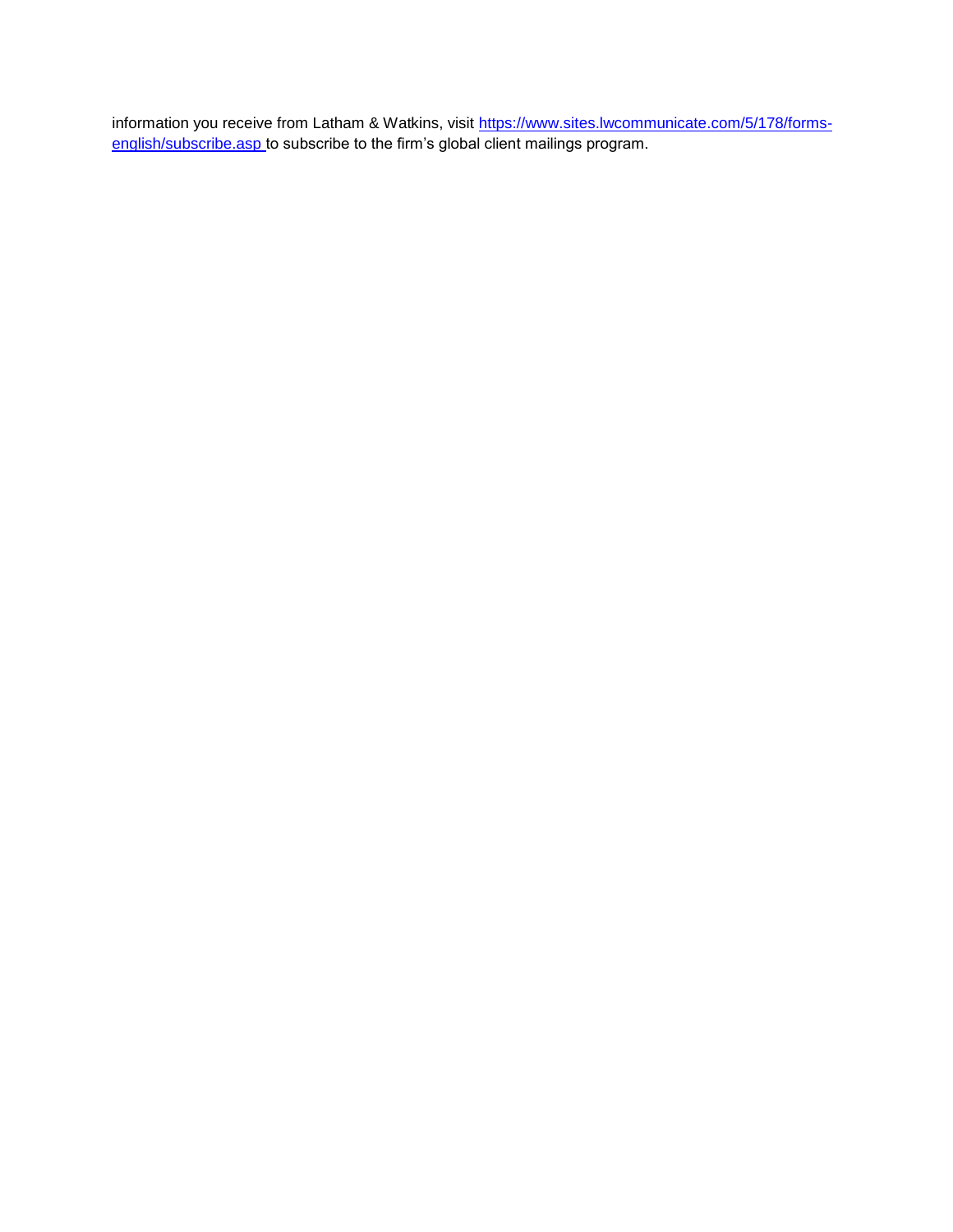information you receive from Latham & Watkins, visit [https://www.sites.lwcommunicate.com/5/178/forms-english/subscribe.asp](https://www.sites.lwcommunicate.com/5/178/forms-english/subscribe.asp) to subscribe to the firm's global client mailings program.